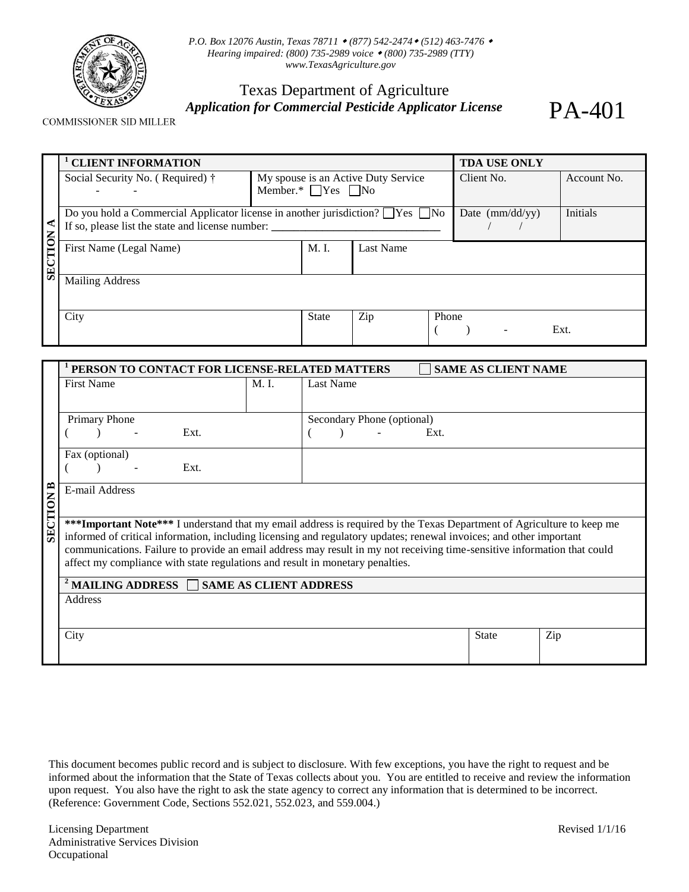P.O. Box 12076 Austin, Texas 78711 • (877) 542-2474 • (512) 463-7476 •
Hearing impaired: (800) 735-2989 voice • (800) 735-2989 (TTY)
www.TexasAgriculture.gov

COMMISSIONER SID MILLER

# Texas Department of Agriculture

## *Application for Commercial Pesticide Applicator License*

# PA-401

**SECTION A**

| [1] **CLIENT INFORMATION** | | | | **TDA USE ONLY** | |
|---|---|---|---|---|---|
| Social Security No. ( Required) † - - | My spouse is an Active Duty Service Member.* ☐Yes ☐No | | | Client No. | Account No. |
| Do you hold a Commercial Applicator license in another jurisdiction? ☐Yes ☐No If so, please list the state and license number: ______________________________ | | | | Date (mm/dd/yy) / / | Initials |
| First Name (Legal Name) | M. I. | Last Name | | | |
| Mailing Address | | | | | |
| City | State | Zip | Phone ( ) - Ext. | | |

**SECTION B**

| [1] **PERSON TO CONTACT FOR LICENSE-RELATED MATTERS** ☐ **SAME AS CLIENT NAME** | | | | |
|---|---|---|---|---|
| First Name | M. I. | Last Name | | |
| Primary Phone ( ) - Ext. | | Secondary Phone (optional) ( ) - Ext. | | |
| Fax (optional) ( ) - Ext. | | | | |
| E-mail Address | | | | |
| **\*\*\*Important Note\*\*\*** I understand that my email address is required by the Texas Department of Agriculture to keep me informed of critical information, including licensing and regulatory updates; renewal invoices; and other important communications. Failure to provide an email address may result in my not receiving time-sensitive information that could affect my compliance with state regulations and result in monetary penalties. | | | | |
| [2] **MAILING ADDRESS** ☐ **SAME AS CLIENT ADDRESS** | | | | |
| Address | | | | |
| City | | | State | Zip |

This document becomes public record and is subject to disclosure. With few exceptions, you have the right to request and be informed about the information that the State of Texas collects about you. You are entitled to receive and review the information upon request. You also have the right to ask the state agency to correct any information that is determined to be incorrect. (Reference: Government Code, Sections 552.021, 552.023, and 559.004.)

Licensing Department
Administrative Services Division
Occupational

Revised 1/1/16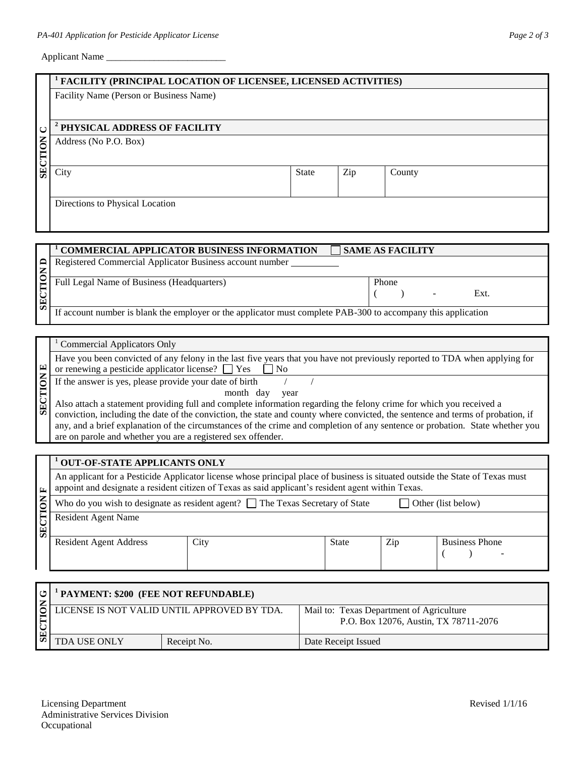Applicant Name \_\_\_\_\_\_\_\_\_\_\_\_\_\_\_\_\_\_\_\_\_\_\_\_\_

## SECTION C

| [1] FACILITY (PRINCIPAL LOCATION OF LICENSEE, LICENSED ACTIVITIES) | | | |
|---|---|---|---|
| Facility Name (Person or Business Name) | | | |
| **[2] PHYSICAL ADDRESS OF FACILITY** | | | |
| Address (No P.O. Box) | | | |
| City | State | Zip | County |
| Directions to Physical Location | | | |

## SECTION D

| [1] COMMERCIAL APPLICATOR BUSINESS INFORMATION ☐ SAME AS FACILITY | |
|---|---|
| Registered Commercial Applicator Business account number \_\_\_\_\_\_\_\_\_\_ | |
| Full Legal Name of Business (Headquarters) | Phone ( ) - Ext. |
| If account number is blank the employer or the applicator must complete PAB-300 to accompany this application | |

## SECTION E

[1] Commercial Applicators Only

Have you been convicted of any felony in the last five years that you have not previously reported to TDA when applying for or renewing a pesticide applicator license? ☐ Yes ☐ No

If the answer is yes, please provide your date of birth \_\_\_/\_\_\_/\_\_\_ (month day year)

Also attach a statement providing full and complete information regarding the felony crime for which you received a conviction, including the date of the conviction, the state and county where convicted, the sentence and terms of probation, if any, and a brief explanation of the circumstances of the crime and completion of any sentence or probation. State whether you are on parole and whether you are a registered sex offender.

## SECTION F

**[1] OUT-OF-STATE APPLICANTS ONLY**

An applicant for a Pesticide Applicator license whose principal place of business is situated outside the State of Texas must appoint and designate a resident citizen of Texas as said applicant's resident agent within Texas.

Who do you wish to designate as resident agent? ☐ The Texas Secretary of State ☐ Other (list below)

| Resident Agent Name | | | | |
|---|---|---|---|---|
| Resident Agent Address | City | State | Zip | Business Phone ( ) - |

## SECTION G

| [1] PAYMENT: $200 (FEE NOT REFUNDABLE) | | |
|---|---|---|
| LICENSE IS NOT VALID UNTIL APPROVED BY TDA. | | Mail to: Texas Department of Agriculture P.O. Box 12076, Austin, TX 78711-2076 |
| TDA USE ONLY | Receipt No. | Date Receipt Issued |

Licensing Department
Administrative Services Division
Occupational

Revised 1/1/16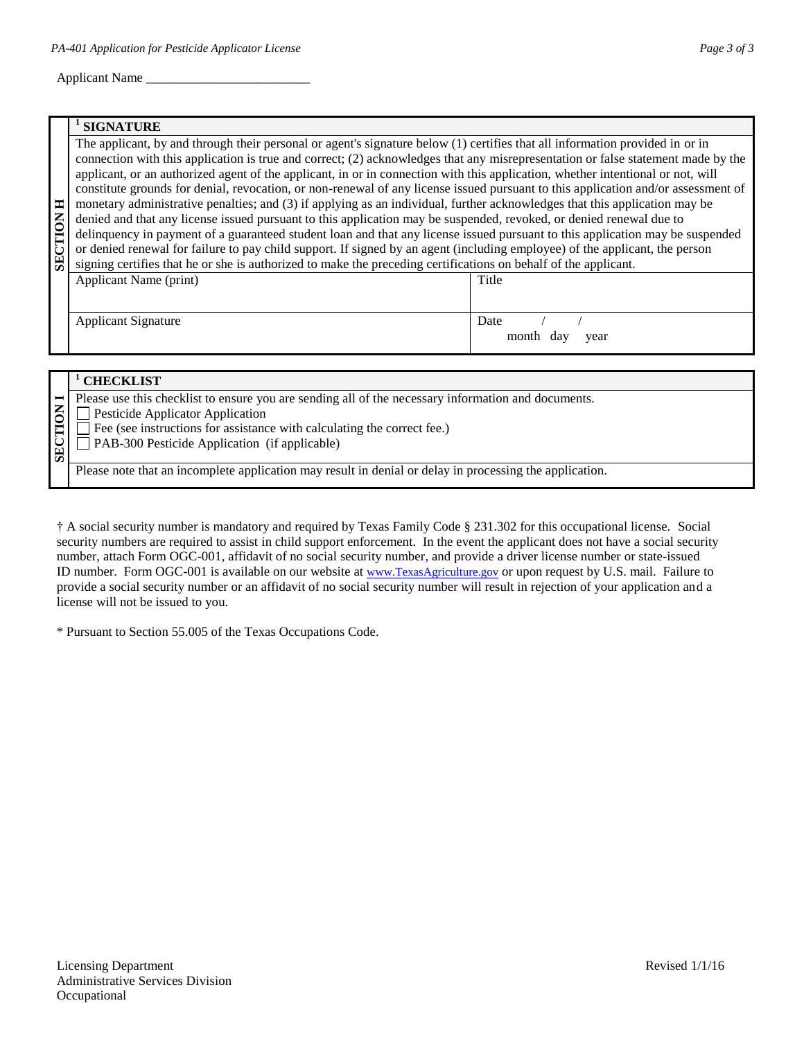Applicant Name ________________________

## SECTION H

### [1] SIGNATURE

The applicant, by and through their personal or agent's signature below (1) certifies that all information provided in or in connection with this application is true and correct; (2) acknowledges that any misrepresentation or false statement made by the applicant, or an authorized agent of the applicant, in or in connection with this application, whether intentional or not, will constitute grounds for denial, revocation, or non-renewal of any license issued pursuant to this application and/or assessment of monetary administrative penalties; and (3) if applying as an individual, further acknowledges that this application may be denied and that any license issued pursuant to this application may be suspended, revoked, or denied renewal due to delinquency in payment of a guaranteed student loan and that any license issued pursuant to this application may be suspended or denied renewal for failure to pay child support. If signed by an agent (including employee) of the applicant, the person signing certifies that he or she is authorized to make the preceding certifications on behalf of the applicant.

| | |
|---|---|
| Applicant Name (print) | Title |
| Applicant Signature | Date / / (month day year) |

## SECTION I

### [1] CHECKLIST

Please use this checklist to ensure you are sending all of the necessary information and documents.

- ☐ Pesticide Applicator Application
- ☐ Fee (see instructions for assistance with calculating the correct fee.)
- ☐ PAB-300 Pesticide Application (if applicable)

Please note that an incomplete application may result in denial or delay in processing the application.

† A social security number is mandatory and required by Texas Family Code § 231.302 for this occupational license. Social security numbers are required to assist in child support enforcement. In the event the applicant does not have a social security number, attach Form OGC-001, affidavit of no social security number, and provide a driver license number or state-issued ID number. Form OGC-001 is available on our website at www.TexasAgriculture.gov or upon request by U.S. mail. Failure to provide a social security number or an affidavit of no social security number will result in rejection of your application and a license will not be issued to you.

* Pursuant to Section 55.005 of the Texas Occupations Code.

Licensing Department
Administrative Services Division
Occupational

Revised 1/1/16